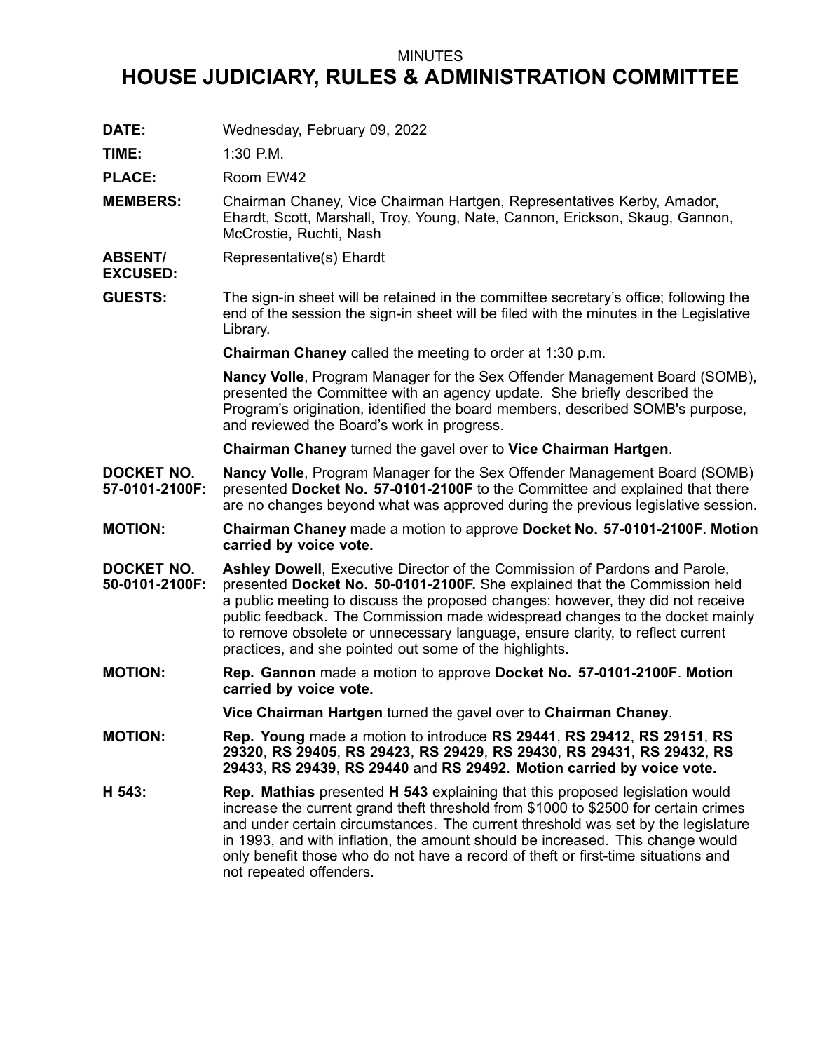MINUTES

# HOUSE JUDICIARY, RULES & ADMINISTRATION COMMITTEE

**DATE:** Wednesday, February 09, 2022

**TIME:** 1:30 P.M.

**PLACE:** Room EW42

**MEMBERS:** Chairman Chaney, Vice Chairman Hartgen, Representatives Kerby, Amador, Ehardt, Scott, Marshall, Troy, Young, Nate, Cannon, Erickson, Skaug, Gannon, McCrostie, Ruchti, Nash

**ABSENT/ EXCUSED:** Representative(s) Ehardt

**GUESTS:** The sign-in sheet will be retained in the committee secretary's office; following the end of the session the sign-in sheet will be filed with the minutes in the Legislative Library.

**Chairman Chaney** called the meeting to order at 1:30 p.m.

**Nancy Volle**, Program Manager for the Sex Offender Management Board (SOMB), presented the Committee with an agency update. She briefly described the Program's origination, identified the board members, described SOMB's purpose, and reviewed the Board's work in progress.

**Chairman Chaney** turned the gavel over to **Vice Chairman Hartgen**.

**DOCKET NO. 57-0101-2100F:** **Nancy Volle**, Program Manager for the Sex Offender Management Board (SOMB) presented **Docket No. 57-0101-2100F** to the Committee and explained that there are no changes beyond what was approved during the previous legislative session.

**MOTION:** **Chairman Chaney** made a motion to approve **Docket No. 57-0101-2100F**. **Motion carried by voice vote.**

**DOCKET NO. 50-0101-2100F:** **Ashley Dowell**, Executive Director of the Commission of Pardons and Parole, presented **Docket No. 50-0101-2100F.** She explained that the Commission held a public meeting to discuss the proposed changes; however, they did not receive public feedback. The Commission made widespread changes to the docket mainly to remove obsolete or unnecessary language, ensure clarity, to reflect current practices, and she pointed out some of the highlights.

**MOTION:** **Rep. Gannon** made a motion to approve **Docket No. 57-0101-2100F**. **Motion carried by voice vote.**

**Vice Chairman Hartgen** turned the gavel over to **Chairman Chaney**.

**MOTION:** **Rep. Young** made a motion to introduce **RS 29441**, **RS 29412**, **RS 29151**, **RS 29320**, **RS 29405**, **RS 29423**, **RS 29429**, **RS 29430**, **RS 29431**, **RS 29432**, **RS 29433**, **RS 29439**, **RS 29440** and **RS 29492**. **Motion carried by voice vote.**

**H 543:** **Rep. Mathias** presented **H 543** explaining that this proposed legislation would increase the current grand theft threshold from $1000 to $2500 for certain crimes and under certain circumstances. The current threshold was set by the legislature in 1993, and with inflation, the amount should be increased. This change would only benefit those who do not have a record of theft or first-time situations and not repeated offenders.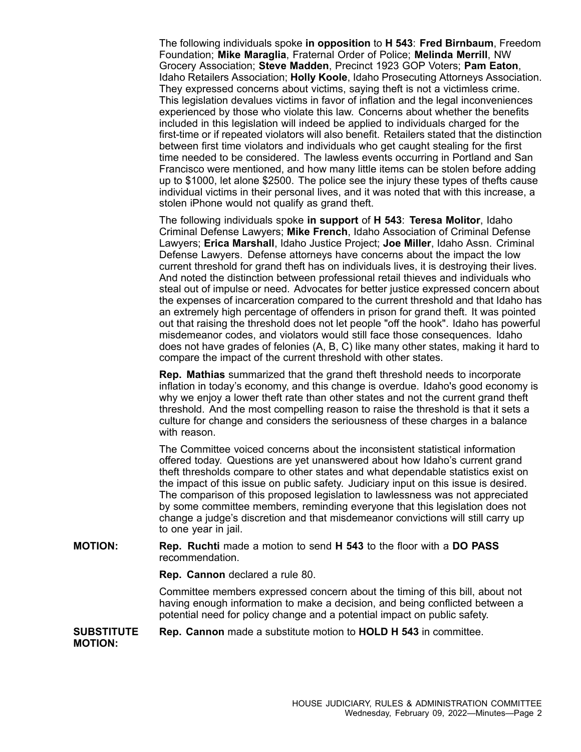The following individuals spoke **in opposition** to **H 543**: **Fred Birnbaum**, Freedom Foundation; **Mike Maraglia**, Fraternal Order of Police; **Melinda Merrill**, NW Grocery Association; **Steve Madden**, Precinct 1923 GOP Voters; **Pam Eaton**, Idaho Retailers Association; **Holly Koole**, Idaho Prosecuting Attorneys Association. They expressed concerns about victims, saying theft is not a victimless crime. This legislation devalues victims in favor of inflation and the legal inconveniences experienced by those who violate this law. Concerns about whether the benefits included in this legislation will indeed be applied to individuals charged for the first-time or if repeated violators will also benefit. Retailers stated that the distinction between first time violators and individuals who get caught stealing for the first time needed to be considered. The lawless events occurring in Portland and San Francisco were mentioned, and how many little items can be stolen before adding up to $1000, let alone $2500. The police see the injury these types of thefts cause individual victims in their personal lives, and it was noted that with this increase, a stolen iPhone would not qualify as grand theft.

The following individuals spoke **in support** of **H 543**: **Teresa Molitor**, Idaho Criminal Defense Lawyers; **Mike French**, Idaho Association of Criminal Defense Lawyers; **Erica Marshall**, Idaho Justice Project; **Joe Miller**, Idaho Assn. Criminal Defense Lawyers. Defense attorneys have concerns about the impact the low current threshold for grand theft has on individuals lives, it is destroying their lives. And noted the distinction between professional retail thieves and individuals who steal out of impulse or need. Advocates for better justice expressed concern about the expenses of incarceration compared to the current threshold and that Idaho has an extremely high percentage of offenders in prison for grand theft. It was pointed out that raising the threshold does not let people "off the hook". Idaho has powerful misdemeanor codes, and violators would still face those consequences. Idaho does not have grades of felonies (A, B, C) like many other states, making it hard to compare the impact of the current threshold with other states.

**Rep. Mathias** summarized that the grand theft threshold needs to incorporate inflation in today's economy, and this change is overdue. Idaho's good economy is why we enjoy a lower theft rate than other states and not the current grand theft threshold. And the most compelling reason to raise the threshold is that it sets a culture for change and considers the seriousness of these charges in a balance with reason.

The Committee voiced concerns about the inconsistent statistical information offered today. Questions are yet unanswered about how Idaho's current grand theft thresholds compare to other states and what dependable statistics exist on the impact of this issue on public safety. Judiciary input on this issue is desired. The comparison of this proposed legislation to lawlessness was not appreciated by some committee members, reminding everyone that this legislation does not change a judge's discretion and that misdemeanor convictions will still carry up to one year in jail.

**MOTION:** **Rep. Ruchti** made a motion to send **H 543** to the floor with a **DO PASS** recommendation.

**Rep. Cannon** declared a rule 80.

Committee members expressed concern about the timing of this bill, about not having enough information to make a decision, and being conflicted between a potential need for policy change and a potential impact on public safety.

**SUBSTITUTE MOTION:** **Rep. Cannon** made a substitute motion to **HOLD H 543** in committee.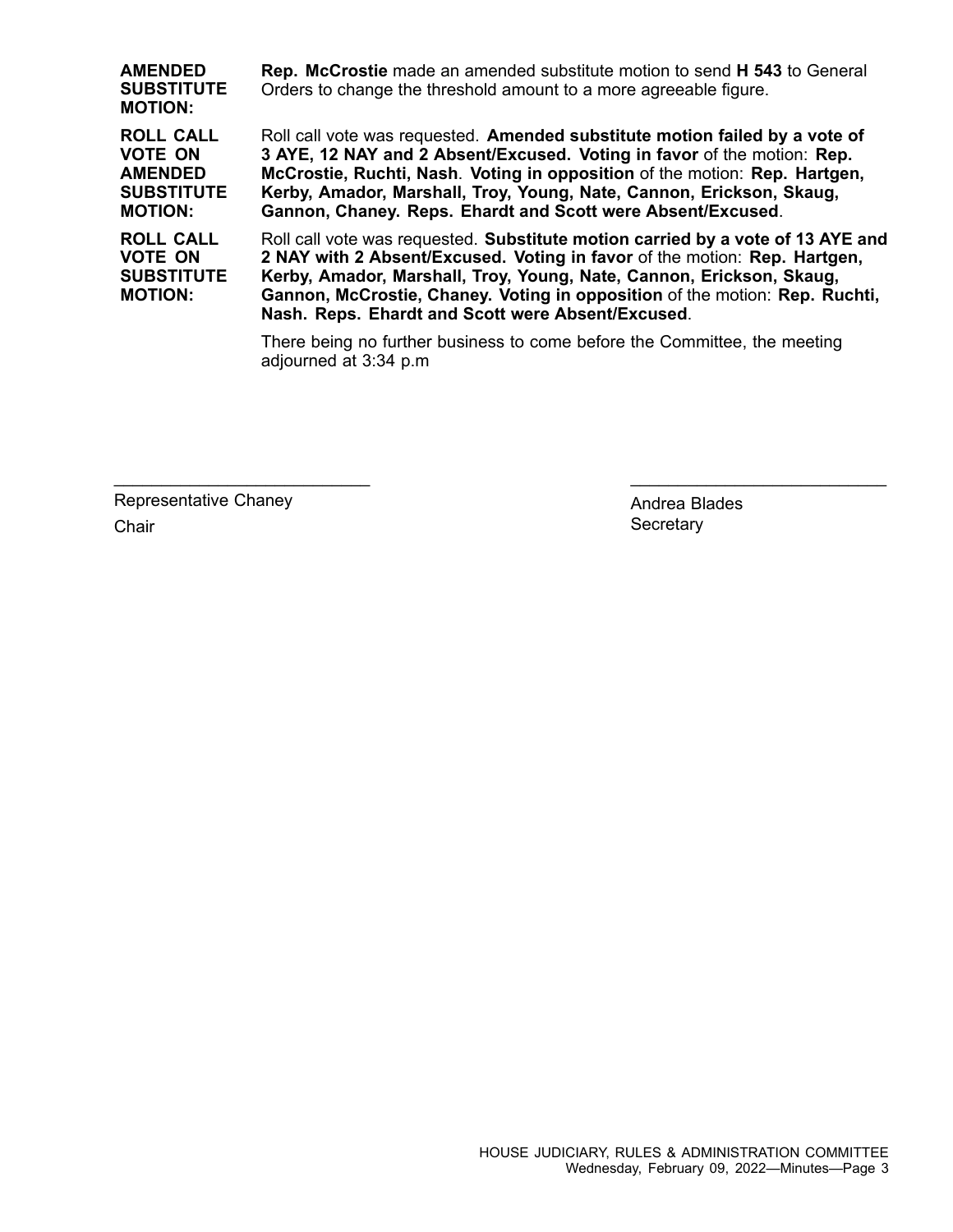**AMENDED SUBSTITUTE MOTION:** **Rep. McCrostie** made an amended substitute motion to send **H 543** to General Orders to change the threshold amount to a more agreeable figure.

**ROLL CALL VOTE ON AMENDED SUBSTITUTE MOTION:** Roll call vote was requested. **Amended substitute motion failed by a vote of 3 AYE, 12 NAY and 2 Absent/Excused. Voting in favor** of the motion: **Rep. McCrostie, Ruchti, Nash**. **Voting in opposition** of the motion: **Rep. Hartgen, Kerby, Amador, Marshall, Troy, Young, Nate, Cannon, Erickson, Skaug, Gannon, Chaney. Reps. Ehardt and Scott were Absent/Excused**.

**ROLL CALL VOTE ON SUBSTITUTE MOTION:** Roll call vote was requested. **Substitute motion carried by a vote of 13 AYE and 2 NAY with 2 Absent/Excused. Voting in favor** of the motion: **Rep. Hartgen, Kerby, Amador, Marshall, Troy, Young, Nate, Cannon, Erickson, Skaug, Gannon, McCrostie, Chaney. Voting in opposition** of the motion: **Rep. Ruchti, Nash. Reps. Ehardt and Scott were Absent/Excused**.

There being no further business to come before the Committee, the meeting adjourned at 3:34 p.m

___________________________
Representative Chaney
Chair

___________________________
Andrea Blades
Secretary